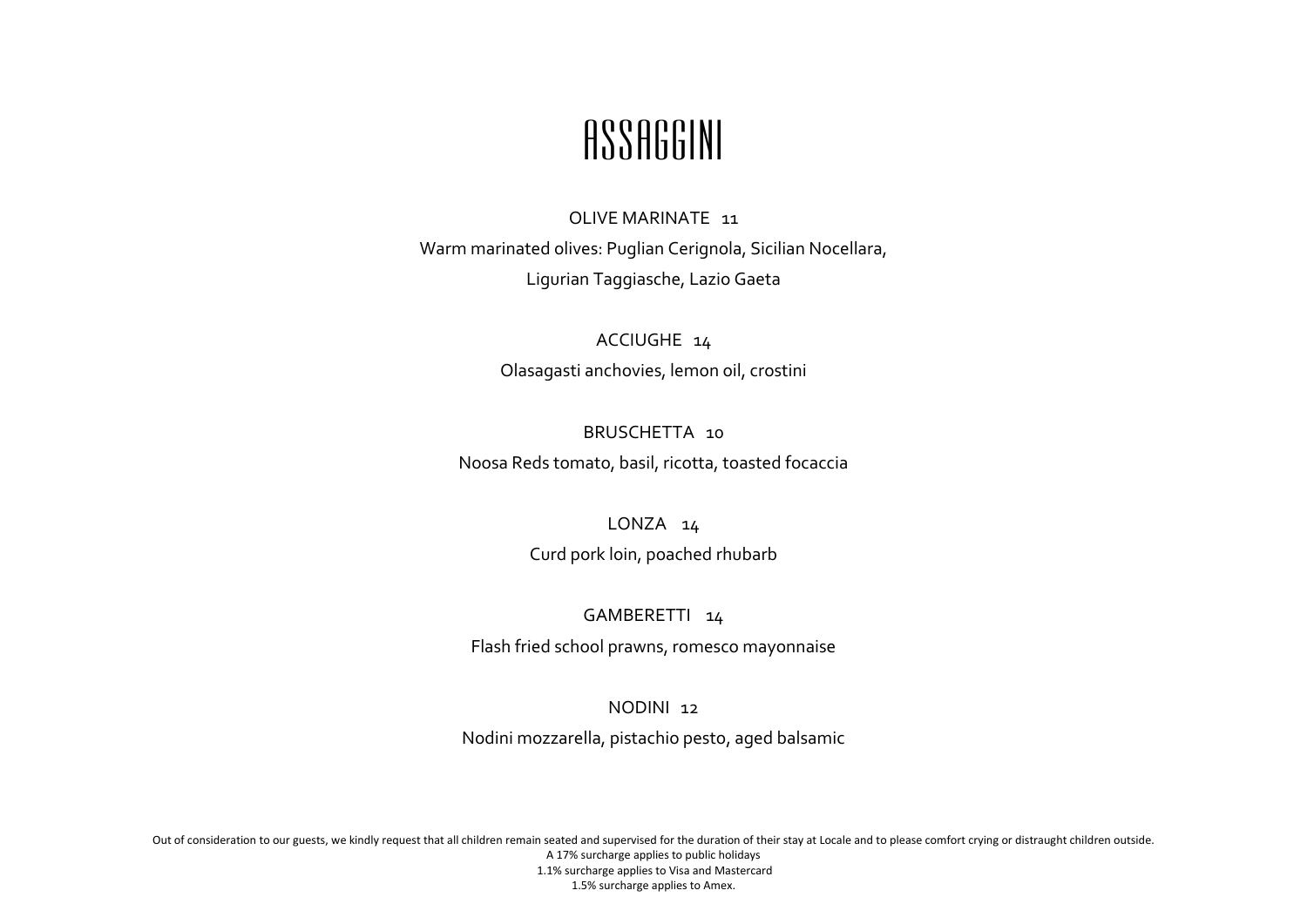# ASSAGGINI

OLIVE MARINATE 11

Warm marinated olives: Puglian Cerignola, Sicilian Nocellara, Ligurian Taggiasche, Lazio Gaeta

ACCIUGHE 14

Olasagasti anchovies, lemon oil, crostini

BRUSCHETTA 10

Noosa Reds tomato, basil, ricotta, toasted focaccia

LONZA 14

Curd pork loin, poached rhubarb

GAMBERETTI 14

Flash fried school prawns, romesco mayonnaise

NODINI 12

Nodini mozzarella, pistachio pesto, aged balsamic

Out of consideration to our guests, we kindly request that all children remain seated and supervised for the duration of their stay at Locale and to please comfort crying or distraught children outside.
A 17% surcharge applies to public holidays
1.1% surcharge applies to Visa and Mastercard
1.5% surcharge applies to Amex.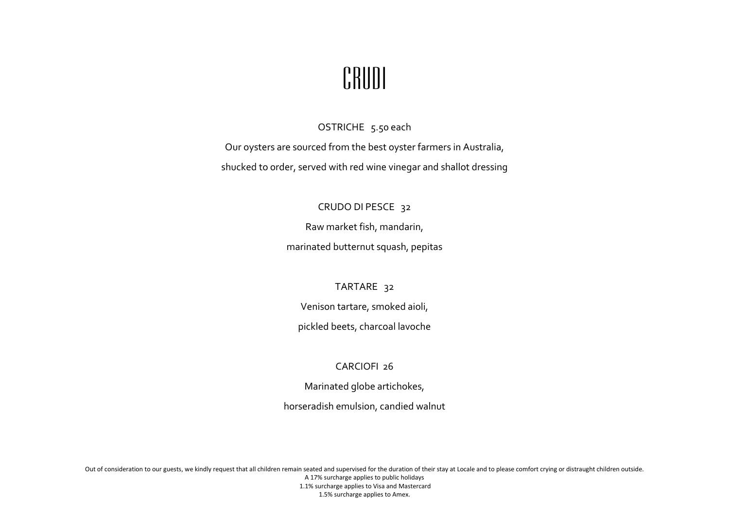# CRUDI

OSTRICHE 5.50 each

Our oysters are sourced from the best oyster farmers in Australia,

shucked to order, served with red wine vinegar and shallot dressing

CRUDO DI PESCE 32

Raw market fish, mandarin,

marinated butternut squash, pepitas

TARTARE 32

Venison tartare, smoked aioli,

pickled beets, charcoal lavoche

CARCIOFI 26

Marinated globe artichokes,

horseradish emulsion, candied walnut

Out of consideration to our guests, we kindly request that all children remain seated and supervised for the duration of their stay at Locale and to please comfort crying or distraught children outside.
A 17% surcharge applies to public holidays
1.1% surcharge applies to Visa and Mastercard
1.5% surcharge applies to Amex.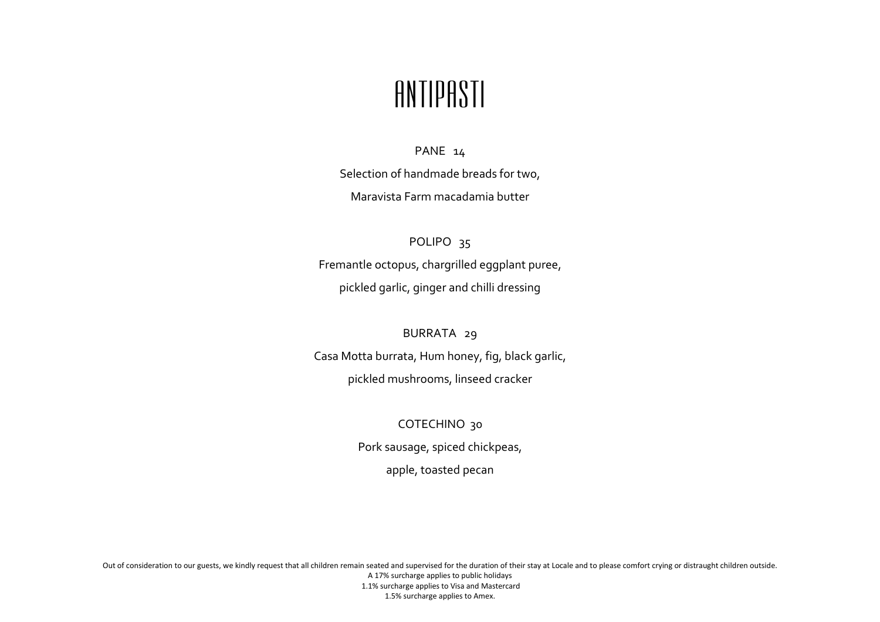# ANTIPASTI

PANE 14

Selection of handmade breads for two,

Maravista Farm macadamia butter

POLIPO 35

Fremantle octopus, chargrilled eggplant puree,

pickled garlic, ginger and chilli dressing

BURRATA 29

Casa Motta burrata, Hum honey, fig, black garlic,

pickled mushrooms, linseed cracker

COTECHINO 30

Pork sausage, spiced chickpeas,

apple, toasted pecan

Out of consideration to our guests, we kindly request that all children remain seated and supervised for the duration of their stay at Locale and to please comfort crying or distraught children outside.
A 17% surcharge applies to public holidays
1.1% surcharge applies to Visa and Mastercard
1.5% surcharge applies to Amex.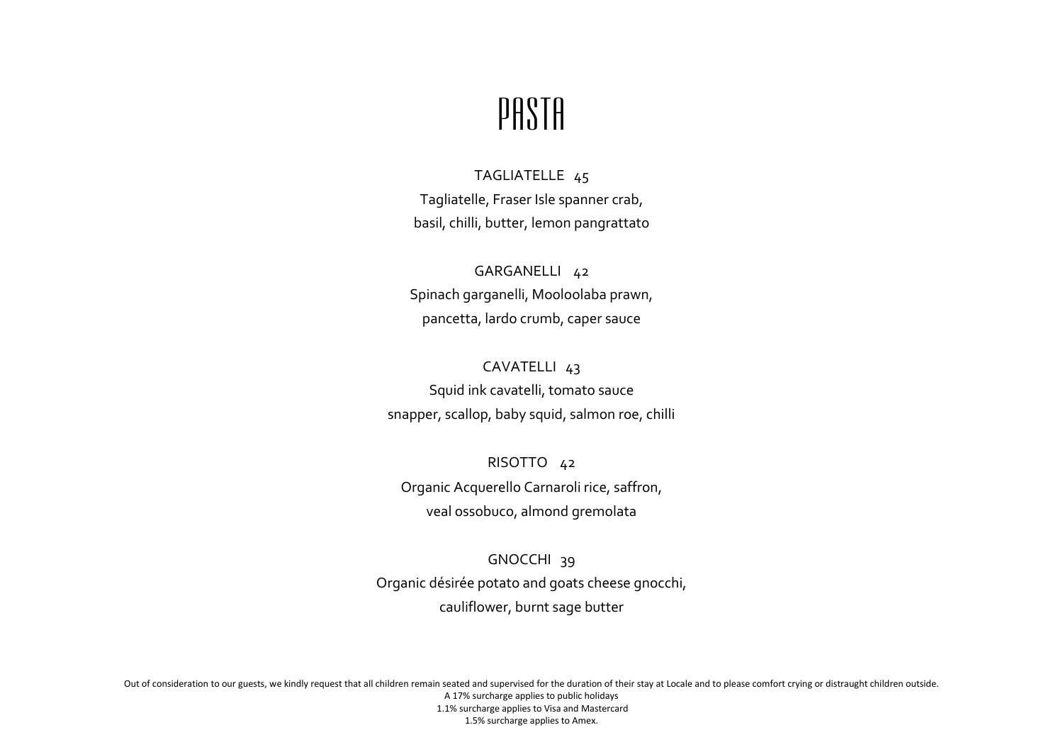# PASTA

TAGLIATELLE 45

Tagliatelle, Fraser Isle spanner crab,
basil, chilli, butter, lemon pangrattato

GARGANELLI 42

Spinach garganelli, Mooloolaba prawn,
pancetta, lardo crumb, caper sauce

CAVATELLI 43

Squid ink cavatelli, tomato sauce
snapper, scallop, baby squid, salmon roe, chilli

RISOTTO 42

Organic Acquerello Carnaroli rice, saffron,
veal ossobuco, almond gremolata

GNOCCHI 39

Organic désirée potato and goats cheese gnocchi,
cauliflower, burnt sage butter

Out of consideration to our guests, we kindly request that all children remain seated and supervised for the duration of their stay at Locale and to please comfort crying or distraught children outside.
A 17% surcharge applies to public holidays
1.1% surcharge applies to Visa and Mastercard
1.5% surcharge applies to Amex.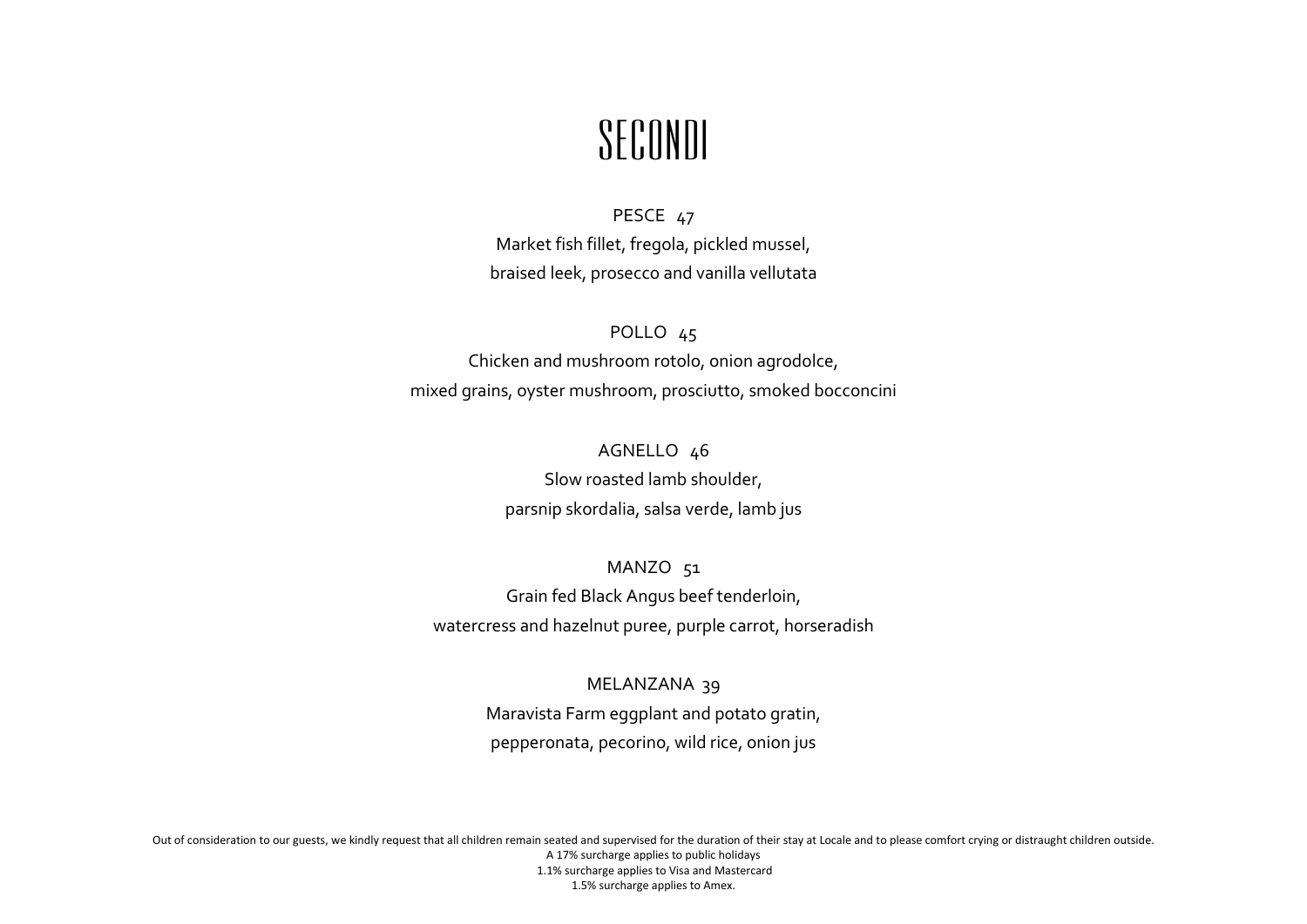# SECONDI

PESCE 47

Market fish fillet, fregola, pickled mussel,
braised leek, prosecco and vanilla vellutata

POLLO 45

Chicken and mushroom rotolo, onion agrodolce,
mixed grains, oyster mushroom, prosciutto, smoked bocconcini

AGNELLO 46

Slow roasted lamb shoulder,
parsnip skordalia, salsa verde, lamb jus

MANZO 51

Grain fed Black Angus beef tenderloin,
watercress and hazelnut puree, purple carrot, horseradish

MELANZANA 39

Maravista Farm eggplant and potato gratin,
pepperonata, pecorino, wild rice, onion jus

Out of consideration to our guests, we kindly request that all children remain seated and supervised for the duration of their stay at Locale and to please comfort crying or distraught children outside.
A 17% surcharge applies to public holidays
1.1% surcharge applies to Visa and Mastercard
1.5% surcharge applies to Amex.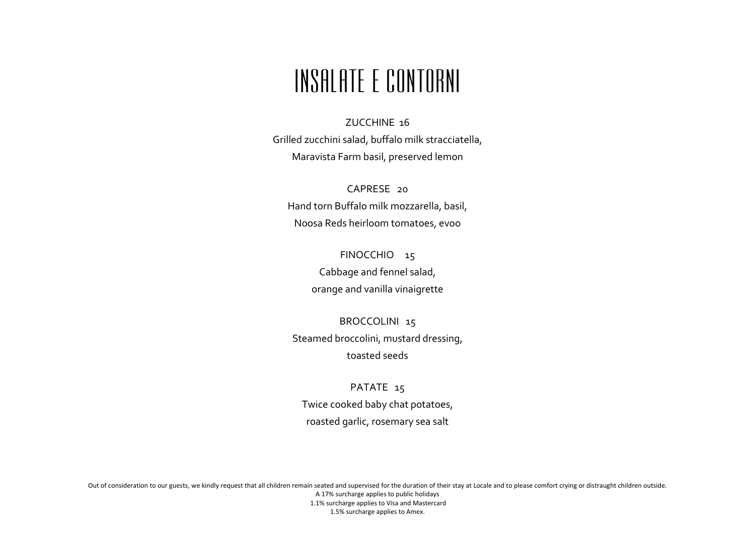# INSALATE E CONTORNI

ZUCCHINE 16

Grilled zucchini salad, buffalo milk stracciatella,

Maravista Farm basil, preserved lemon

CAPRESE 20

Hand torn Buffalo milk mozzarella, basil,

Noosa Reds heirloom tomatoes, evoo

FINOCCHIO 15

Cabbage and fennel salad,

orange and vanilla vinaigrette

BROCCOLINI 15

Steamed broccolini, mustard dressing,

toasted seeds

PATATE 15

Twice cooked baby chat potatoes,

roasted garlic, rosemary sea salt

Out of consideration to our guests, we kindly request that all children remain seated and supervised for the duration of their stay at Locale and to please comfort crying or distraught children outside.

A 17% surcharge applies to public holidays

1.1% surcharge applies to Visa and Mastercard

1.5% surcharge applies to Amex.